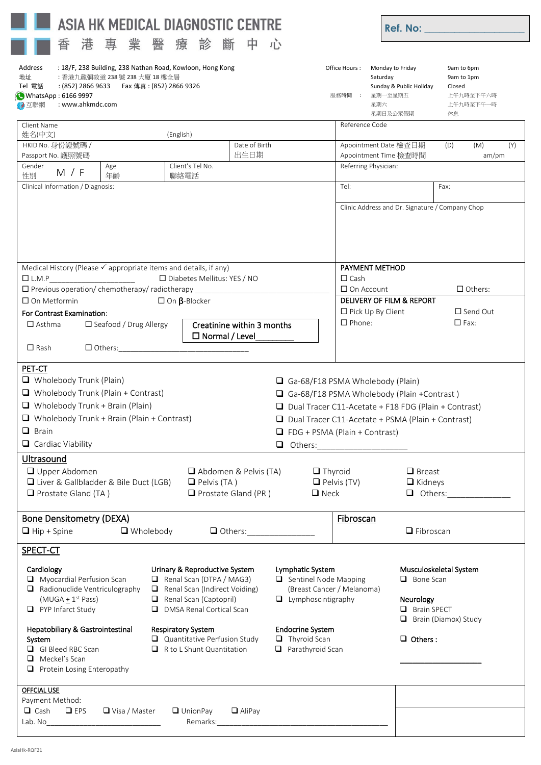# ASIA HK MEDICAL DIAGNOSTIC CENTRE
# 香 港 專 業 醫 療 診 斷 中 心

**Ref. No:** ____________________

Address 地址 : 18/F, 238 Building, 238 Nathan Road, Kowloon, Hong Kong
: 香港九龍彌敦道 238 號 238 大廈 18 樓全層
Tel 電話 : (852) 2866 9633 Fax 傳真 : (852) 2866 9326
WhatsApp : 6166 9997
互聯網 : www.ahkmdc.com

| Office Hours : | Monday to Friday | 9am to 6pm |
|---|---|---|
| | Saturday | 9am to 1pm |
| | Sunday & Public Holiday | Closed |
| 服務時間 : | 星期一至星期五 | 上午九時至下午六時 |
| | 星期六 | 上午九時至下午一時 |
| | 星期日及公眾假期 | 休息 |

| | | | |
|---|---|---|---|
| Client Name 姓名(中文) (English) | | | Reference Code |
| HKID No. 身份證號碼 / Passport No. 護照號碼 | | Date of Birth 出生日期 | Appointment Date 檢查日期 (D) (M) (Y) Appointment Time 檢查時間 am/pm |
| Gender 性別 M / F | Age 年齡 | Client's Tel No. 聯絡電話 | Referring Physician: |
| Clinical Information / Diagnosis: | | | Tel: Fax: Clinic Address and Dr. Signature / Company Chop |

Medical History (Please ✓ appropriate items and details, if any)
- ☐ L.M.P____________________ ☐ Diabetes Mellitus: YES / NO
- ☐ Previous operation/ chemotherapy/ radiotherapy ____________________
- ☐ On Metformin ☐ On β-Blocker

**For Contrast Examination:**
- ☐ Asthma ☐ Seafood / Drug Allergy
- ☐ Rash ☐ Others:______________________________

**Creatinine within 3 months**
**☐ Normal / Level________**

**PAYMENT METHOD**
- ☐ Cash
- ☐ On Account ☐ Others:

**DELIVERY OF FILM & REPORT**
- ☐ Pick Up By Client ☐ Send Out
- ☐ Phone: ☐ Fax:

## PET-CT
- ❑ Wholebody Trunk (Plain)
- ❑ Wholebody Trunk (Plain + Contrast)
- ❑ Wholebody Trunk + Brain (Plain)
- ❑ Wholebody Trunk + Brain (Plain + Contrast)
- ❑ Brain
- ❑ Cardiac Viability
- ❑ Ga-68/F18 PSMA Wholebody (Plain)
- ❑ Ga-68/F18 PSMA Wholebody (Plain +Contrast )
- ❑ Dual Tracer C11-Acetate + F18 FDG (Plain + Contrast)
- ❑ Dual Tracer C11-Acetate + PSMA (Plain + Contrast)
- ❑ FDG + PSMA (Plain + Contrast)
- ❑ Others:____________________

## Ultrasound
- ❑ Upper Abdomen
- ❑ Liver & Gallbladder & Bile Duct (LGB)
- ❑ Prostate Gland (TA )
- ❑ Abdomen & Pelvis (TA)
- ❑ Pelvis (TA )
- ❑ Prostate Gland (PR )
- ❑ Thyroid
- ❑ Pelvis (TV)
- ❑ Neck
- ❑ Breast
- ❑ Kidneys
- ❑ Others:_______________

## Bone Densitometry (DEXA)
- ❑ Hip + Spine ❑ Wholebody ❑ Others:________________

## Fibroscan
- ❑ Fibroscan

## SPECT-CT

**Cardiology**
- ❑ Myocardial Perfusion Scan
- ❑ Radionuclide Ventriculography (MUGA ± 1st Pass)
- ❑ PYP Infarct Study

**Urinary & Reproductive System**
- ❑ Renal Scan (DTPA / MAG3)
- ❑ Renal Scan (Indirect Voiding)
- ❑ Renal Scan (Captopril)
- ❑ DMSA Renal Cortical Scan

**Lymphatic System**
- ❑ Sentinel Node Mapping (Breast Cancer / Melanoma)
- ❑ Lymphoscintigraphy

**Musculoskeletal System**
- ❑ Bone Scan

**Neurology**
- ❑ Brain SPECT
- ❑ Brain (Diamox) Study

**Hepatobiliary & Gastrointestinal System**
- ❑ GI Bleed RBC Scan
- ❑ Meckel's Scan
- ❑ Protein Losing Enteropathy

**Respiratory System**
- ❑ Quantitative Perfusion Study
- ❑ R to L Shunt Quantitation

**Endocrine System**
- ❑ Thyroid Scan
- ❑ Parathyroid Scan

- ❑ **Others :** ____________________

**OFFCIAL USE**
Payment Method:
- ❑ Cash ❑ EPS ❑ Visa / Master ❑ UnionPay ❑ AliPay

Lab. No____________________ Remarks:________________________________________

AsiaHk-RQF21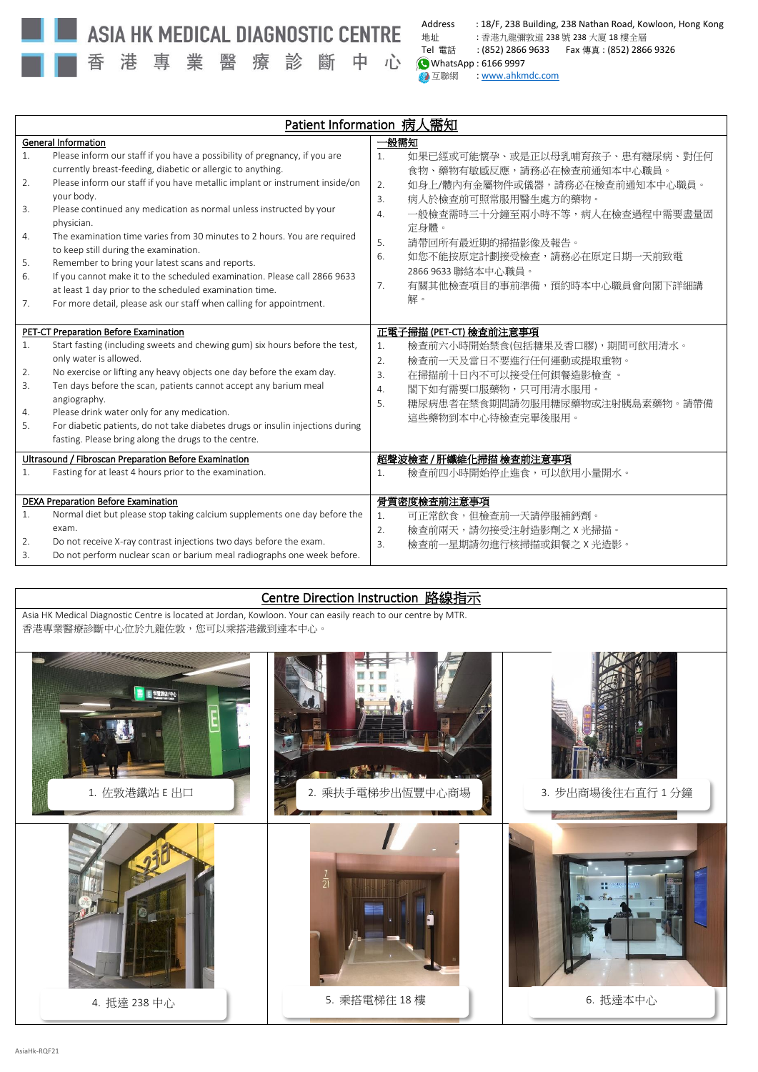# ASIA HK MEDICAL DIAGNOSTIC CENTRE
# 香港專業醫療診斷中心

Address 地址 : 18/F, 238 Building, 238 Nathan Road, Kowloon, Hong Kong
: 香港九龍彌敦道 238 號 238 大廈 18 樓全層
Tel 電話 : (852) 2866 9633 Fax 傳真 : (852) 2866 9326
WhatsApp : 6166 9997
互聯網 : www.ahkmdc.com

## Patient Information 病人需知

### General Information

1. Please inform our staff if you have a possibility of pregnancy, if you are currently breast-feeding, diabetic or allergic to anything.
2. Please inform our staff if you have metallic implant or instrument inside/on your body.
3. Please continued any medication as normal unless instructed by your physician.
4. The examination time varies from 30 minutes to 2 hours. You are required to keep still during the examination.
5. Remember to bring your latest scans and reports.
6. If you cannot make it to the scheduled examination. Please call 2866 9633 at least 1 day prior to the scheduled examination time.
7. For more detail, please ask our staff when calling for appointment.

### 一般需知

1. 如果已經或可能懷孕、或是正以母乳哺育孩子、患有糖尿病、對任何食物、藥物有敏感反應，請務必在檢查前通知本中心職員。
2. 如身上/體內有金屬物件或儀器，請務必在檢查前通知本中心職員。
3. 病人於檢查前可照常服用醫生處方的藥物。
4. 一般檢查需時三十分鐘至兩小時不等，病人在檢查過程中需要盡量固定身體。
5. 請帶回所有最近期的掃描影像及報告。
6. 如您不能按原定計劃接受檢查，請務必在原定日期一天前致電 2866 9633 聯絡本中心職員。
7. 有關其他檢查項目的事前準備，預約時本中心職員會向閣下詳細講解。

### PET-CT Preparation Before Examination

1. Start fasting (including sweets and chewing gum) six hours before the test, only water is allowed.
2. No exercise or lifting any heavy objects one day before the exam day.
3. Ten days before the scan, patients cannot accept any barium meal angiography.
4. Please drink water only for any medication.
5. For diabetic patients, do not take diabetes drugs or insulin injections during fasting. Please bring along the drugs to the centre.

### 正電子掃描 (PET-CT) 檢查前注意事項

1. 檢查前六小時開始禁食(包括糖果及香口膠)，期間可飲用清水。
2. 檢查前一天及當日不要進行任何運動或提取重物。
3. 在掃描前十日內不可以接受任何鋇餐造影檢查 。
4. 閣下如有需要口服藥物，只可用清水服用。
5. 糖尿病患者在禁食期間請勿服用糖尿藥物或注射胰島素藥物。請帶備這些藥物到本中心待檢查完畢後服用。

### Ultrasound / Fibroscan Preparation Before Examination

1. Fasting for at least 4 hours prior to the examination.

### 超聲波檢查 / 肝纖維化掃描 檢查前注意事項

1. 檢查前四小時開始停止進食，可以飲用小量開水。

### DEXA Preparation Before Examination

1. Normal diet but please stop taking calcium supplements one day before the exam.
2. Do not receive X-ray contrast injections two days before the exam.
3. Do not perform nuclear scan or barium meal radiographs one week before.

### 骨質密度檢查前注意事項

1. 可正常飲食，但檢查前一天請停服補鈣劑。
2. 檢查前兩天，請勿接受注射造影劑之 X 光掃描。
3. 檢查前一星期請勿進行核掃描或鋇餐之 X 光造影。

## Centre Direction Instruction 路線指示

Asia HK Medical Diagnostic Centre is located at Jordan, Kowloon. Your can easily reach to our centre by MTR.
香港專業醫療診斷中心位於九龍佐敦，您可以乘搭港鐵到達本中心。

1. 佐敦港鐵站 E 出口
2. 乘扶手電梯步出恆豐中心商場
3. 步出商場後往右直行 1 分鐘
4. 抵達 238 中心
5. 乘搭電梯往 18 樓
6. 抵達本中心

AsiaHk-RQF21